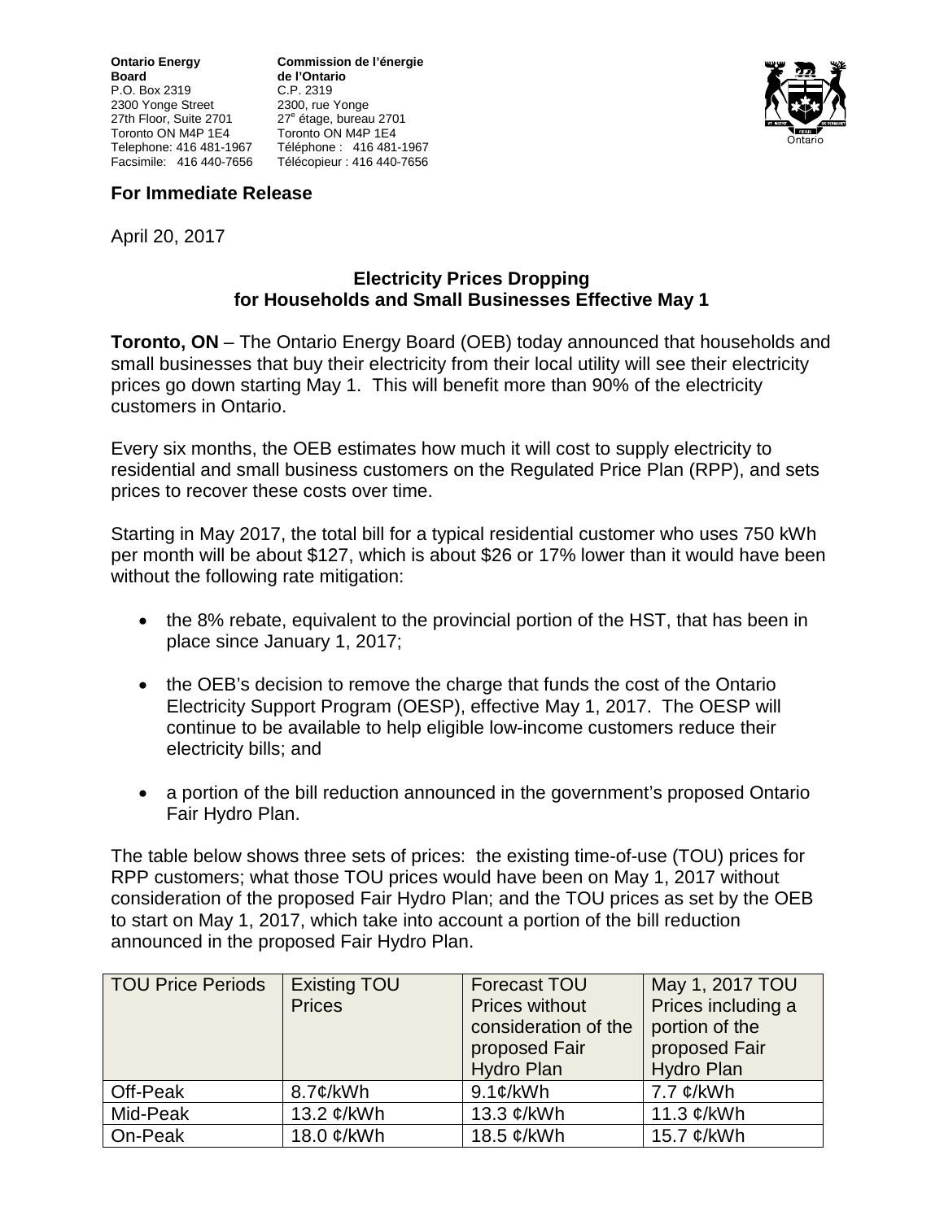**Ontario Energy Board**
P.O. Box 2319
2300 Yonge Street
27th Floor, Suite 2701
Toronto ON M4P 1E4
Telephone: 416 481-1967
Facsimile: 416 440-7656

**Commission de l'énergie de l'Ontario**
C.P. 2319
2300, rue Yonge
27e étage, bureau 2701
Toronto ON M4P 1E4
Téléphone : 416 481-1967
Télécopieur : 416 440-7656

**For Immediate Release**

April 20, 2017

**Electricity Prices Dropping for Households and Small Businesses Effective May 1**

**Toronto, ON** – The Ontario Energy Board (OEB) today announced that households and small businesses that buy their electricity from their local utility will see their electricity prices go down starting May 1. This will benefit more than 90% of the electricity customers in Ontario.

Every six months, the OEB estimates how much it will cost to supply electricity to residential and small business customers on the Regulated Price Plan (RPP), and sets prices to recover these costs over time.

Starting in May 2017, the total bill for a typical residential customer who uses 750 kWh per month will be about $127, which is about $26 or 17% lower than it would have been without the following rate mitigation:

- the 8% rebate, equivalent to the provincial portion of the HST, that has been in place since January 1, 2017;
- the OEB's decision to remove the charge that funds the cost of the Ontario Electricity Support Program (OESP), effective May 1, 2017. The OESP will continue to be available to help eligible low-income customers reduce their electricity bills; and
- a portion of the bill reduction announced in the government's proposed Ontario Fair Hydro Plan.

The table below shows three sets of prices: the existing time-of-use (TOU) prices for RPP customers; what those TOU prices would have been on May 1, 2017 without consideration of the proposed Fair Hydro Plan; and the TOU prices as set by the OEB to start on May 1, 2017, which take into account a portion of the bill reduction announced in the proposed Fair Hydro Plan.

| TOU Price Periods | Existing TOU Prices | Forecast TOU Prices without consideration of the proposed Fair Hydro Plan | May 1, 2017 TOU Prices including a portion of the proposed Fair Hydro Plan |
|---|---|---|---|
| Off-Peak | 8.7¢/kWh | 9.1¢/kWh | 7.7 ¢/kWh |
| Mid-Peak | 13.2 ¢/kWh | 13.3 ¢/kWh | 11.3 ¢/kWh |
| On-Peak | 18.0 ¢/kWh | 18.5 ¢/kWh | 15.7 ¢/kWh |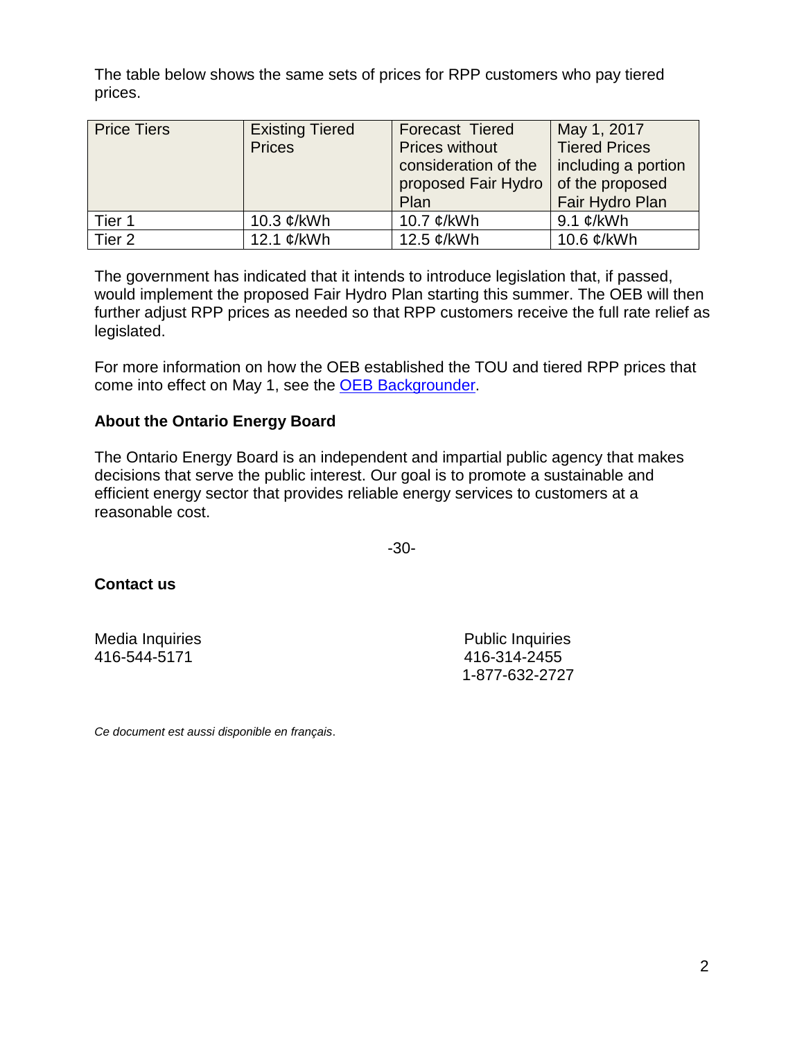The table below shows the same sets of prices for RPP customers who pay tiered prices.

| Price Tiers | Existing Tiered Prices | Forecast Tiered Prices without consideration of the proposed Fair Hydro Plan | May 1, 2017 Tiered Prices including a portion of the proposed Fair Hydro Plan |
|---|---|---|---|
| Tier 1 | 10.3 ¢/kWh | 10.7 ¢/kWh | 9.1 ¢/kWh |
| Tier 2 | 12.1 ¢/kWh | 12.5 ¢/kWh | 10.6 ¢/kWh |

The government has indicated that it intends to introduce legislation that, if passed, would implement the proposed Fair Hydro Plan starting this summer. The OEB will then further adjust RPP prices as needed so that RPP customers receive the full rate relief as legislated.

For more information on how the OEB established the TOU and tiered RPP prices that come into effect on May 1, see the OEB Backgrounder.

**About the Ontario Energy Board**

The Ontario Energy Board is an independent and impartial public agency that makes decisions that serve the public interest. Our goal is to promote a sustainable and efficient energy sector that provides reliable energy services to customers at a reasonable cost.

-30-

**Contact us**

Media Inquiries
416-544-5171

Public Inquiries
416-314-2455
1-877-632-2727

*Ce document est aussi disponible en français*.